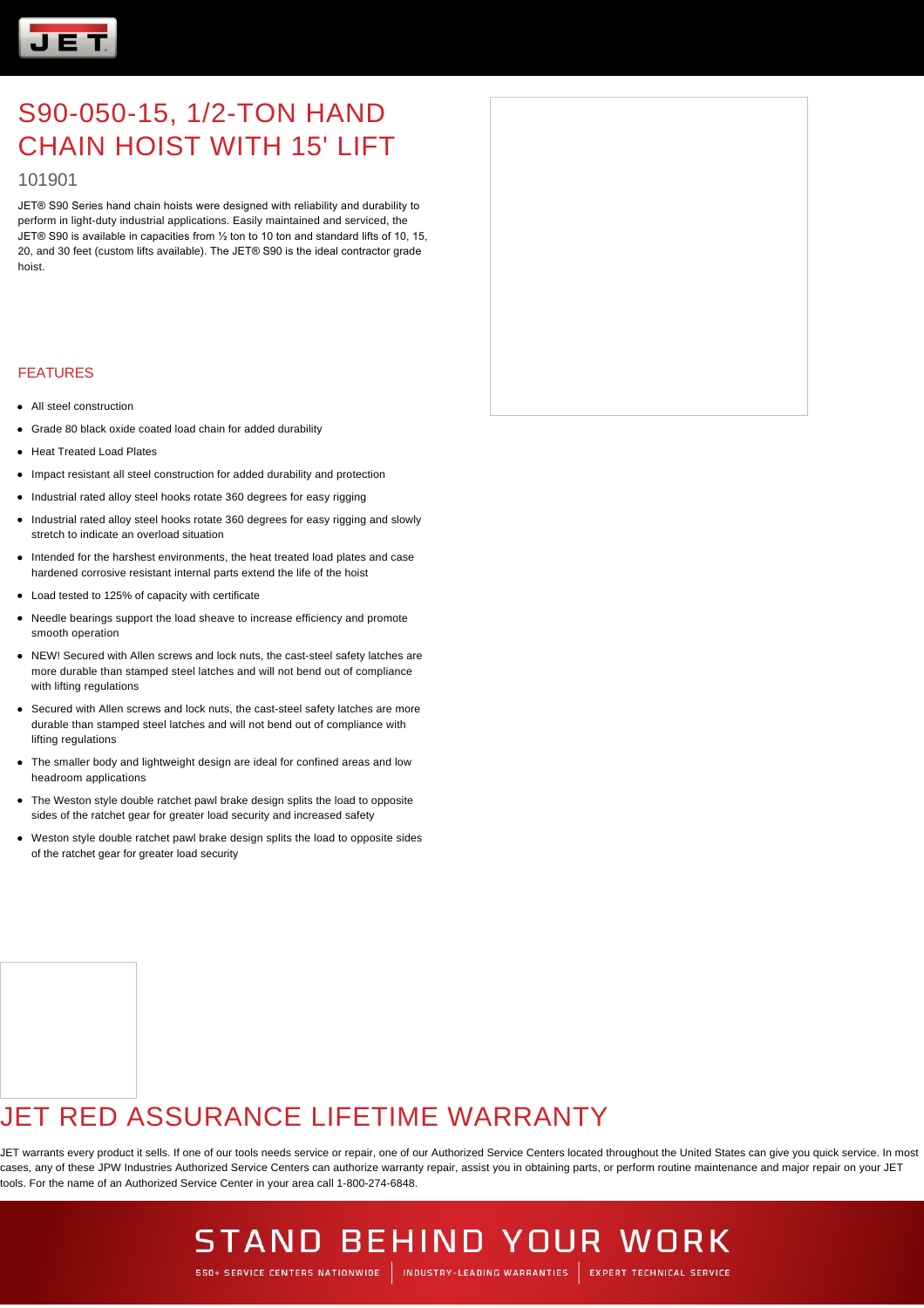# S90-050-15, 1/2-TON HAND CHAIN HOIST WITH 15' LIFT

101901

JET® S90 Series hand chain hoists were designed with reliability and durability to perform in light-duty industrial applications. Easily maintained and serviced, the JET® S90 is available in capacities from ½ ton to 10 ton and standard lifts of 10, 15, 20, and 30 feet (custom lifts available). The JET® S90 is the ideal contractor grade hoist.

## FEATURES

- All steel construction
- Grade 80 black oxide coated load chain for added durability
- Heat Treated Load Plates
- Impact resistant all steel construction for added durability and protection
- Industrial rated alloy steel hooks rotate 360 degrees for easy rigging
- Industrial rated alloy steel hooks rotate 360 degrees for easy rigging and slowly stretch to indicate an overload situation
- Intended for the harshest environments, the heat treated load plates and case hardened corrosive resistant internal parts extend the life of the hoist
- Load tested to 125% of capacity with certificate
- Needle bearings support the load sheave to increase efficiency and promote smooth operation
- NEW! Secured with Allen screws and lock nuts, the cast-steel safety latches are more durable than stamped steel latches and will not bend out of compliance with lifting regulations
- Secured with Allen screws and lock nuts, the cast-steel safety latches are more durable than stamped steel latches and will not bend out of compliance with lifting regulations
- The smaller body and lightweight design are ideal for confined areas and low headroom applications
- The Weston style double ratchet pawl brake design splits the load to opposite sides of the ratchet gear for greater load security and increased safety
- Weston style double ratchet pawl brake design splits the load to opposite sides of the ratchet gear for greater load security

## JET RED ASSURANCE LIFETIME WARRANTY

JET warrants every product it sells. If one of our tools needs service or repair, one of our Authorized Service Centers located throughout the United States can give you quick service. In most cases, any of these JPW Industries Authorized Service Centers can authorize warranty repair, assist you in obtaining parts, or perform routine maintenance and major repair on your JET tools. For the name of an Authorized Service Center in your area call 1-800-274-6848.

STAND BEHIND YOUR WORK

550+ SERVICE CENTERS NATIONWIDE | INDUSTRY-LEADING WARRANTIES | EXPERT TECHNICAL SERVICE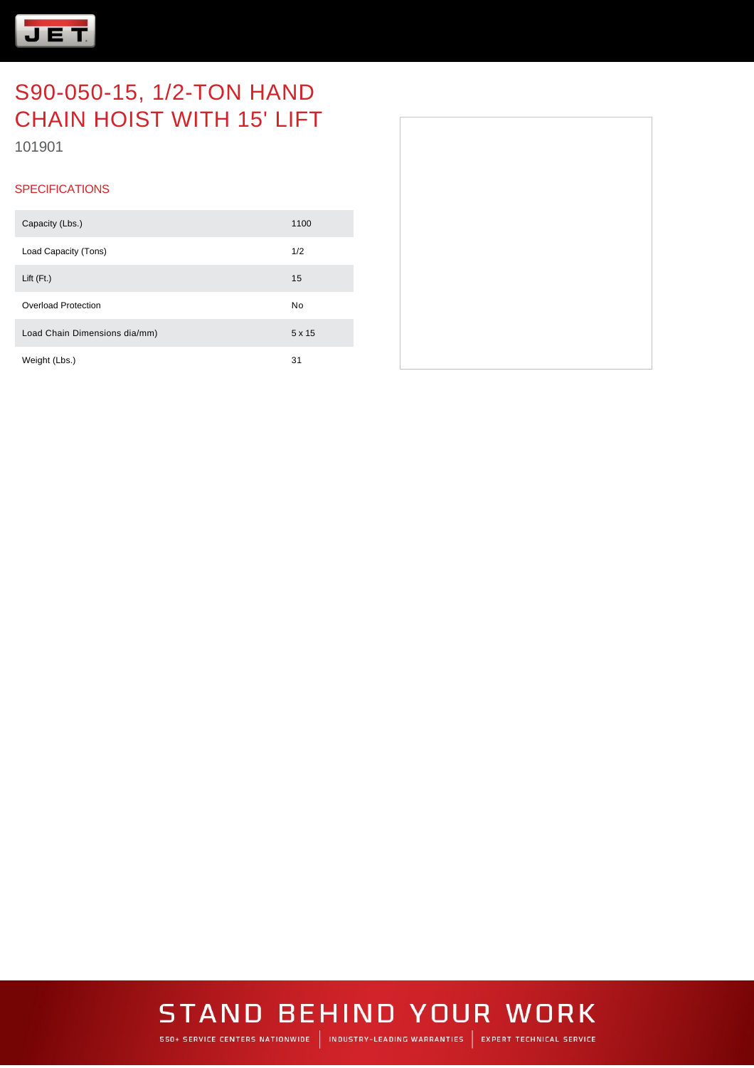# S90-050-15, 1/2-TON HAND CHAIN HOIST WITH 15' LIFT

101901

## SPECIFICATIONS

| Specification | Value |
| --- | --- |
| Capacity (Lbs.) | 1100 |
| Load Capacity (Tons) | 1/2 |
| Lift (Ft.) | 15 |
| Overload Protection | No |
| Load Chain Dimensions dia/mm) | 5 x 15 |
| Weight (Lbs.) | 31 |

STAND BEHIND YOUR WORK

550+ SERVICE CENTERS NATIONWIDE | INDUSTRY-LEADING WARRANTIES | EXPERT TECHNICAL SERVICE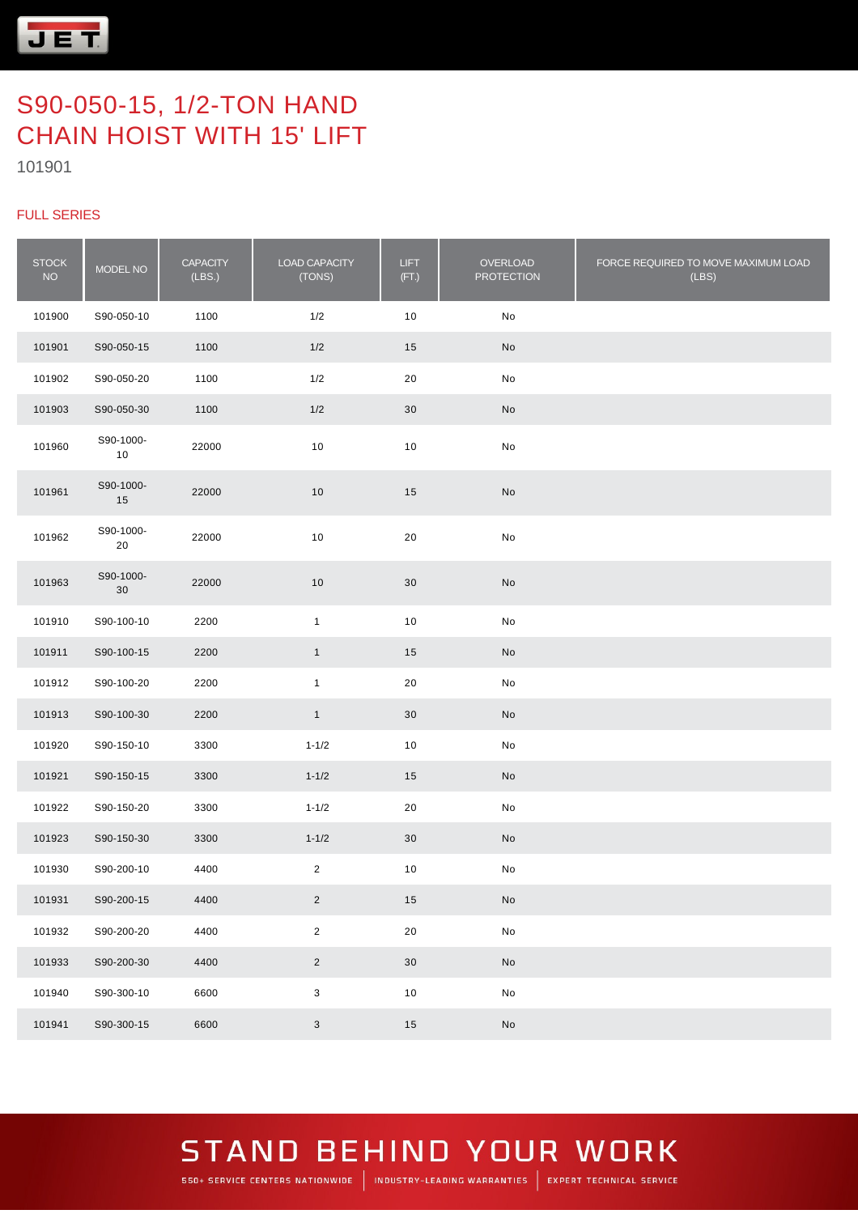# S90-050-15, 1/2-TON HAND CHAIN HOIST WITH 15' LIFT

101901

## FULL SERIES

| STOCK NO | MODEL NO | CAPACITY (LBS.) | LOAD CAPACITY (TONS) | LIFT (FT.) | OVERLOAD PROTECTION | FORCE REQUIRED TO MOVE MAXIMUM LOAD (LBS) |
|---|---|---|---|---|---|---|
| 101900 | S90-050-10 | 1100 | 1/2 | 10 | No | |
| 101901 | S90-050-15 | 1100 | 1/2 | 15 | No | |
| 101902 | S90-050-20 | 1100 | 1/2 | 20 | No | |
| 101903 | S90-050-30 | 1100 | 1/2 | 30 | No | |
| 101960 | S90-1000-10 | 22000 | 10 | 10 | No | |
| 101961 | S90-1000-15 | 22000 | 10 | 15 | No | |
| 101962 | S90-1000-20 | 22000 | 10 | 20 | No | |
| 101963 | S90-1000-30 | 22000 | 10 | 30 | No | |
| 101910 | S90-100-10 | 2200 | 1 | 10 | No | |
| 101911 | S90-100-15 | 2200 | 1 | 15 | No | |
| 101912 | S90-100-20 | 2200 | 1 | 20 | No | |
| 101913 | S90-100-30 | 2200 | 1 | 30 | No | |
| 101920 | S90-150-10 | 3300 | 1-1/2 | 10 | No | |
| 101921 | S90-150-15 | 3300 | 1-1/2 | 15 | No | |
| 101922 | S90-150-20 | 3300 | 1-1/2 | 20 | No | |
| 101923 | S90-150-30 | 3300 | 1-1/2 | 30 | No | |
| 101930 | S90-200-10 | 4400 | 2 | 10 | No | |
| 101931 | S90-200-15 | 4400 | 2 | 15 | No | |
| 101932 | S90-200-20 | 4400 | 2 | 20 | No | |
| 101933 | S90-200-30 | 4400 | 2 | 30 | No | |
| 101940 | S90-300-10 | 6600 | 3 | 10 | No | |
| 101941 | S90-300-15 | 6600 | 3 | 15 | No | |

STAND BEHIND YOUR WORK

550+ SERVICE CENTERS NATIONWIDE | INDUSTRY-LEADING WARRANTIES | EXPERT TECHNICAL SERVICE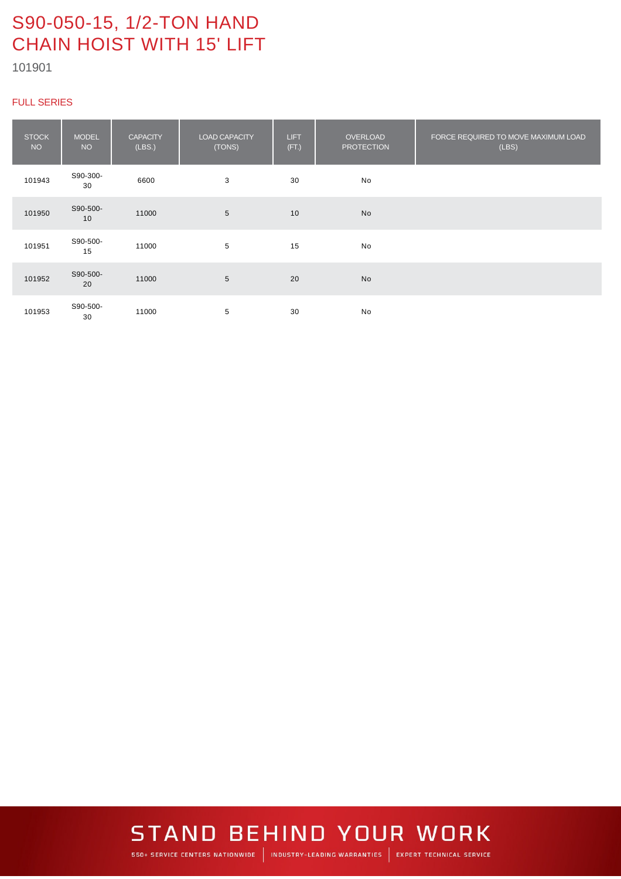# S90-050-15, 1/2-TON HAND CHAIN HOIST WITH 15' LIFT

101901

FULL SERIES

| STOCK NO | MODEL NO | CAPACITY (LBS.) | LOAD CAPACITY (TONS) | LIFT (FT.) | OVERLOAD PROTECTION | FORCE REQUIRED TO MOVE MAXIMUM LOAD (LBS) |
|---|---|---|---|---|---|---|
| 101943 | S90-300-30 | 6600 | 3 | 30 | No | |
| 101950 | S90-500-10 | 11000 | 5 | 10 | No | |
| 101951 | S90-500-15 | 11000 | 5 | 15 | No | |
| 101952 | S90-500-20 | 11000 | 5 | 20 | No | |
| 101953 | S90-500-30 | 11000 | 5 | 30 | No | |

STAND BEHIND YOUR WORK

550+ SERVICE CENTERS NATIONWIDE | INDUSTRY-LEADING WARRANTIES | EXPERT TECHNICAL SERVICE